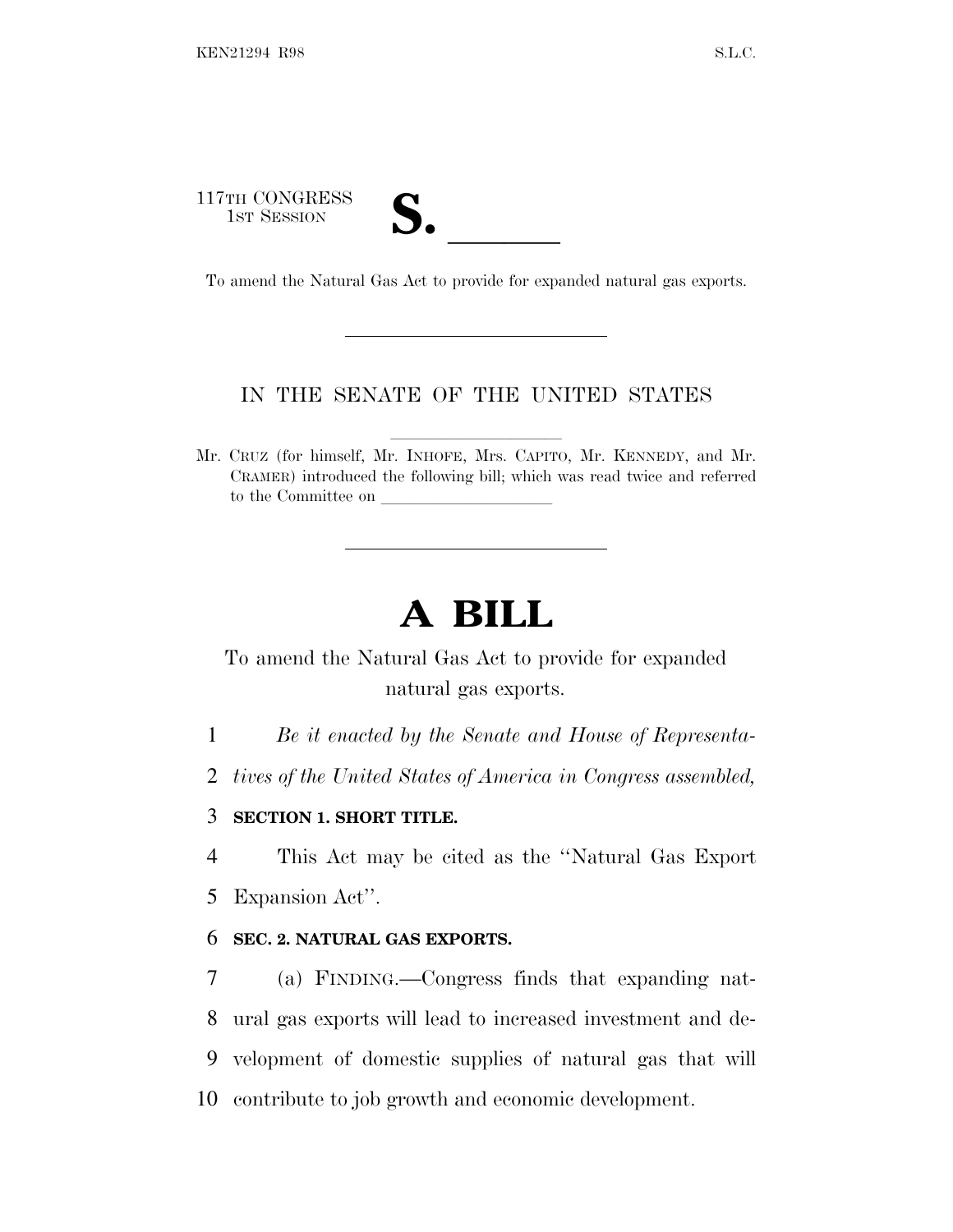117TH CONGRESS
1ST SESSION

# S. ______

To amend the Natural Gas Act to provide for expanded natural gas exports.

---

IN THE SENATE OF THE UNITED STATES

Mr. CRUZ (for himself, Mr. INHOFE, Mrs. CAPITO, Mr. KENNEDY, and Mr. CRAMER) introduced the following bill; which was read twice and referred to the Committee on ____________________

---

# A BILL

To amend the Natural Gas Act to provide for expanded natural gas exports.

1 *Be it enacted by the Senate and House of Representa-*
2 *tives of the United States of America in Congress assembled,*

3 **SECTION 1. SHORT TITLE.**

4 This Act may be cited as the ''Natural Gas Export
5 Expansion Act''.

6 **SEC. 2. NATURAL GAS EXPORTS.**

7 (a) FINDING.—Congress finds that expanding nat-
8 ural gas exports will lead to increased investment and de-
9 velopment of domestic supplies of natural gas that will
10 contribute to job growth and economic development.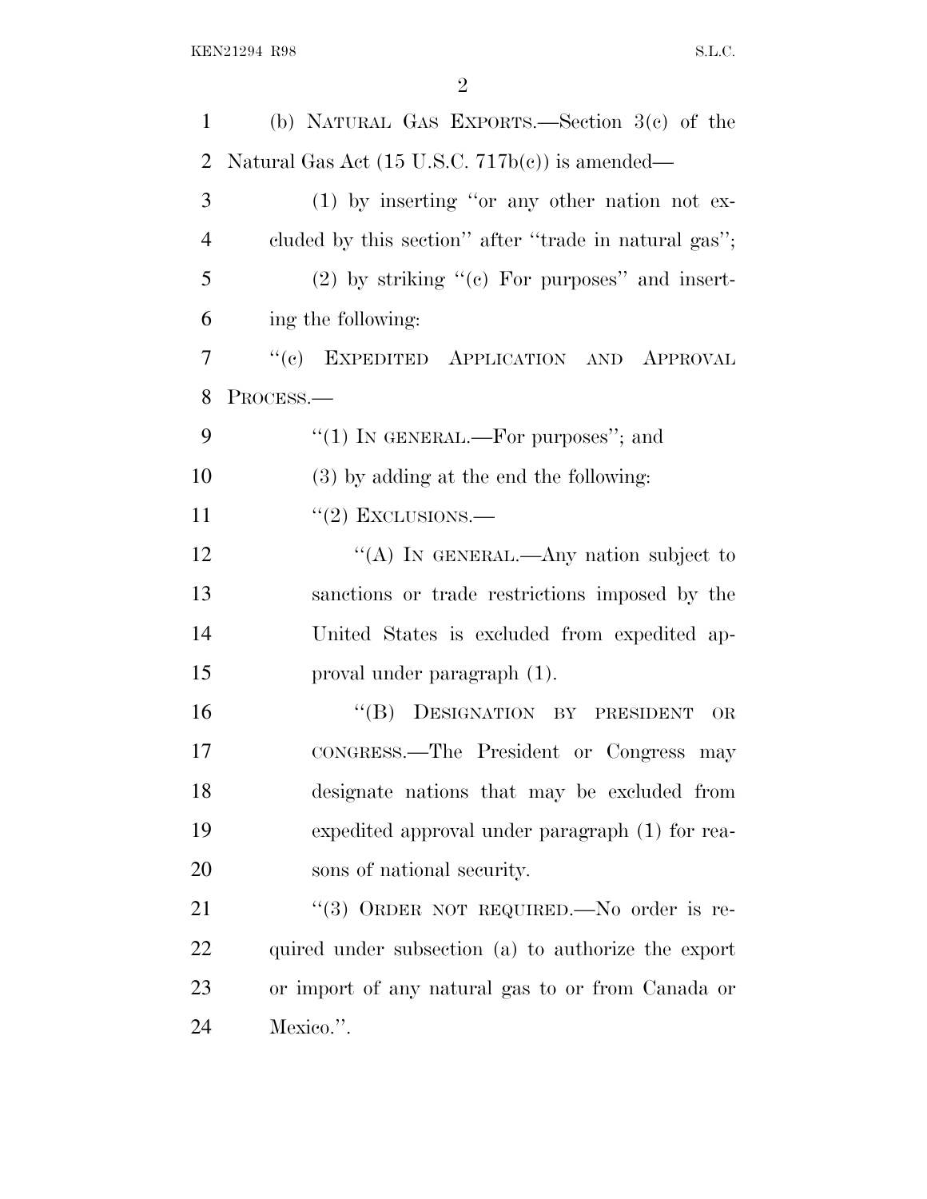(b) NATURAL GAS EXPORTS.—Section 3(c) of the Natural Gas Act (15 U.S.C. 717b(c)) is amended—

(1) by inserting "or any other nation not excluded by this section" after "trade in natural gas";

(2) by striking "(c) For purposes" and inserting the following:

"(c) EXPEDITED APPLICATION AND APPROVAL PROCESS.—

"(1) IN GENERAL.—For purposes"; and

(3) by adding at the end the following:

"(2) EXCLUSIONS.—

"(A) IN GENERAL.—Any nation subject to sanctions or trade restrictions imposed by the United States is excluded from expedited approval under paragraph (1).

"(B) DESIGNATION BY PRESIDENT OR CONGRESS.—The President or Congress may designate nations that may be excluded from expedited approval under paragraph (1) for reasons of national security.

"(3) ORDER NOT REQUIRED.—No order is required under subsection (a) to authorize the export or import of any natural gas to or from Canada or Mexico.".